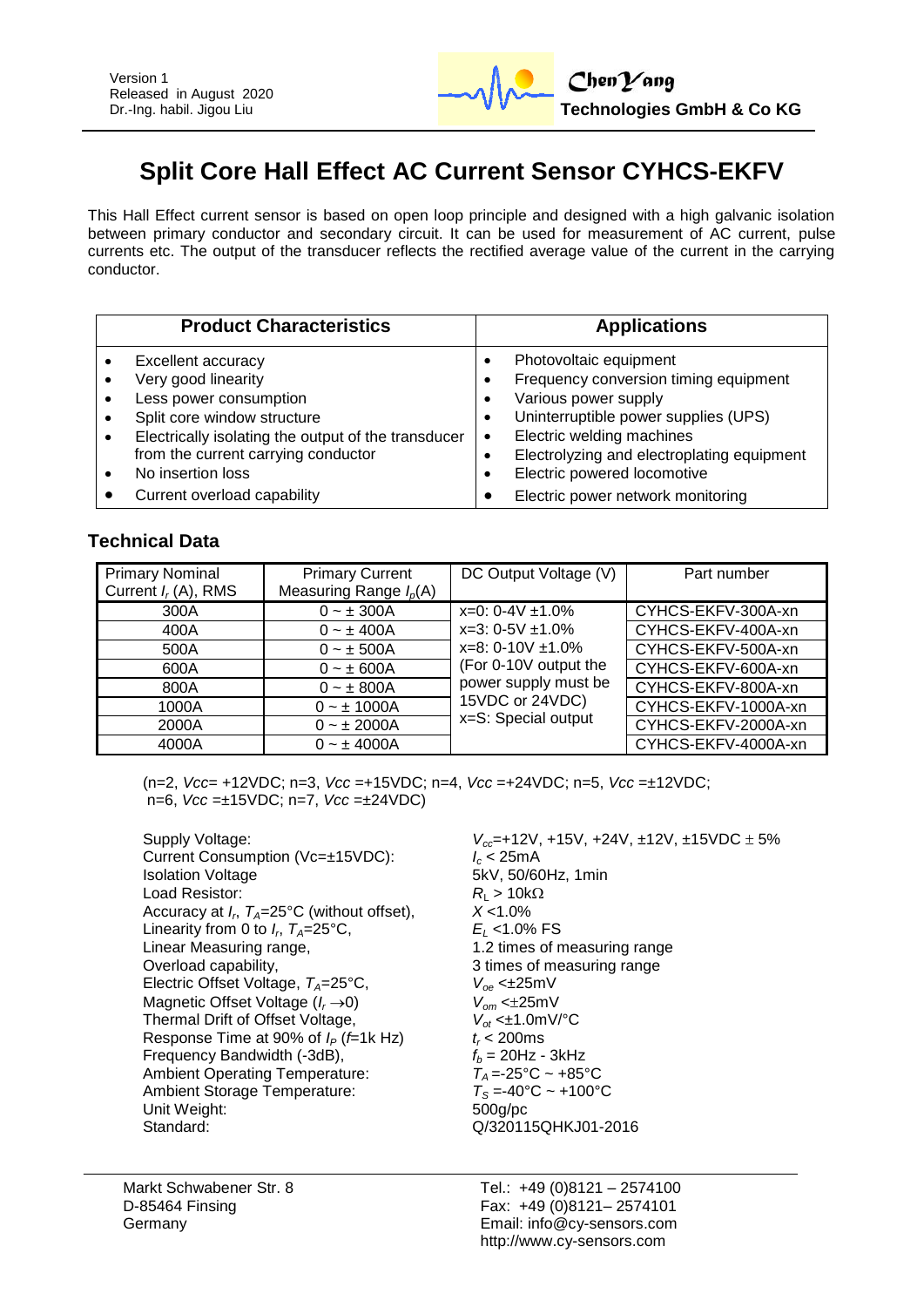Version 1
Released in August 2020
Dr.-Ing. habil. Jigou Liu

**ChenYang Technologies GmbH & Co KG**

# Split Core Hall Effect AC Current Sensor CYHCS-EKFV

This Hall Effect current sensor is based on open loop principle and designed with a high galvanic isolation between primary conductor and secondary circuit. It can be used for measurement of AC current, pulse currents etc. The output of the transducer reflects the rectified average value of the current in the carrying conductor.

| Product Characteristics | Applications |
|---|---|
| • Excellent accuracy<br>• Very good linearity<br>• Less power consumption<br>• Split core window structure<br>• Electrically isolating the output of the transducer from the current carrying conductor<br>• No insertion loss<br>• Current overload capability | • Photovoltaic equipment<br>• Frequency conversion timing equipment<br>• Various power supply<br>• Uninterruptible power supplies (UPS)<br>• Electric welding machines<br>• Electrolyzing and electroplating equipment<br>• Electric powered locomotive<br>• Electric power network monitoring |

## Technical Data

| Primary Nominal Current $I_r$ (A), RMS | Primary Current Measuring Range $I_p$(A) | DC Output Voltage (V) | Part number |
|---|---|---|---|
| 300A | 0 ~ ± 300A | x=0: 0-4V ±1.0%<br>x=3: 0-5V ±1.0%<br>x=8: 0-10V ±1.0%<br>(For 0-10V output the power supply must be 15VDC or 24VDC)<br>x=S: Special output | CYHCS-EKFV-300A-xn |
| 400A | 0 ~ ± 400A | | CYHCS-EKFV-400A-xn |
| 500A | 0 ~ ± 500A | | CYHCS-EKFV-500A-xn |
| 600A | 0 ~ ± 600A | | CYHCS-EKFV-600A-xn |
| 800A | 0 ~ ± 800A | | CYHCS-EKFV-800A-xn |
| 1000A | 0 ~ ± 1000A | | CYHCS-EKFV-1000A-xn |
| 2000A | 0 ~ ± 2000A | | CYHCS-EKFV-2000A-xn |
| 4000A | 0 ~ ± 4000A | | CYHCS-EKFV-4000A-xn |

(n=2, *Vcc*= +12VDC; n=3, *Vcc* =+15VDC; n=4, *Vcc* =+24VDC; n=5, *Vcc* =±12VDC;
n=6, *Vcc* =±15VDC; n=7, *Vcc* =±24VDC)

| | |
|---|---|
| Supply Voltage: | $V_{cc}$=+12V, +15V, +24V, ±12V, ±15VDC ± 5% |
| Current Consumption (Vc=±15VDC): | $I_c$ < 25mA |
| Isolation Voltage | 5kV, 50/60Hz, 1min |
| Load Resistor: | $R_L$ > 10kΩ |
| Accuracy at $I_r$, $T_A$=25°C (without offset), | $X$ <1.0% |
| Linearity from 0 to $I_r$, $T_A$=25°C, | $E_L$ <1.0% FS |
| Linear Measuring range, | 1.2 times of measuring range |
| Overload capability, | 3 times of measuring range |
| Electric Offset Voltage, $T_A$=25°C, | $V_{oe}$ <±25mV |
| Magnetic Offset Voltage ($I_r \rightarrow 0$) | $V_{om}$ <±25mV |
| Thermal Drift of Offset Voltage, | $V_{ot}$ <±1.0mV/°C |
| Response Time at 90% of $I_P$ ($f$=1k Hz) | $t_r$ < 200ms |
| Frequency Bandwidth (-3dB), | $f_b$ = 20Hz - 3kHz |
| Ambient Operating Temperature: | $T_A$ =-25°C ~ +85°C |
| Ambient Storage Temperature: | $T_S$ =-40°C ~ +100°C |
| Unit Weight: | 500g/pc |
| Standard: | Q/320115QHKJ01-2016 |

Markt Schwabener Str. 8
D-85464 Finsing
Germany

Tel.: +49 (0)8121 – 2574100
Fax: +49 (0)8121– 2574101
Email: info@cy-sensors.com
http://www.cy-sensors.com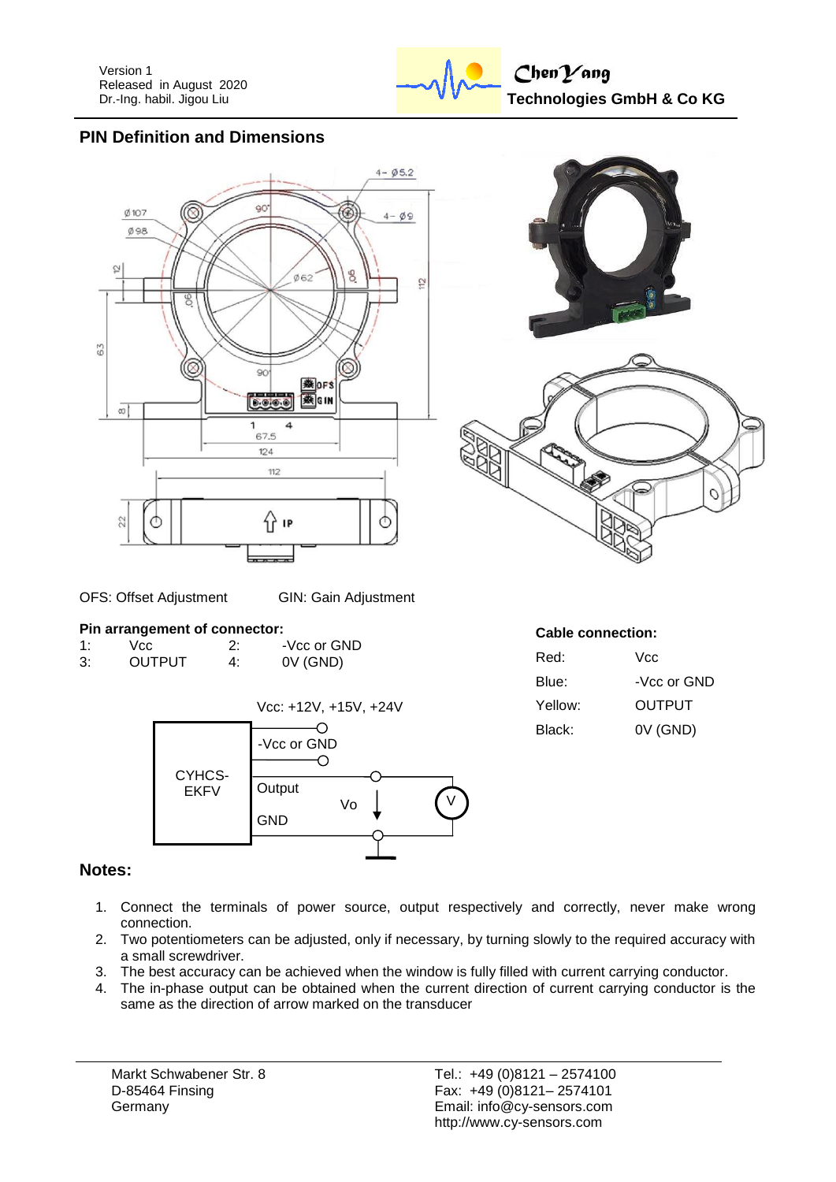## PIN Definition and Dimensions

OFS: Offset Adjustment GIN: Gain Adjustment

**Pin arrangement of connector:**

| | | | |
|---|---|---|---|
| 1: | Vcc | 2: | -Vcc or GND |
| 3: | OUTPUT | 4: | 0V (GND) |

**Cable connection:**

| | |
|---|---|
| Red: | Vcc |
| Blue: | -Vcc or GND |
| Yellow: | OUTPUT |
| Black: | 0V (GND) |

Vcc: +12V, +15V, +24V

CYHCS-EKFV

-Vcc or GND

Output

Vo

V

GND

## Notes:

1. Connect the terminals of power source, output respectively and correctly, never make wrong connection.
2. Two potentiometers can be adjusted, only if necessary, by turning slowly to the required accuracy with a small screwdriver.
3. The best accuracy can be achieved when the window is fully filled with current carrying conductor.
4. The in-phase output can be obtained when the current direction of current carrying conductor is the same as the direction of arrow marked on the transducer

Markt Schwabener Str. 8
D-85464 Finsing
Germany

Tel.: +49 (0)8121 – 2574100
Fax: +49 (0)8121– 2574101
Email: info@cy-sensors.com
http://www.cy-sensors.com